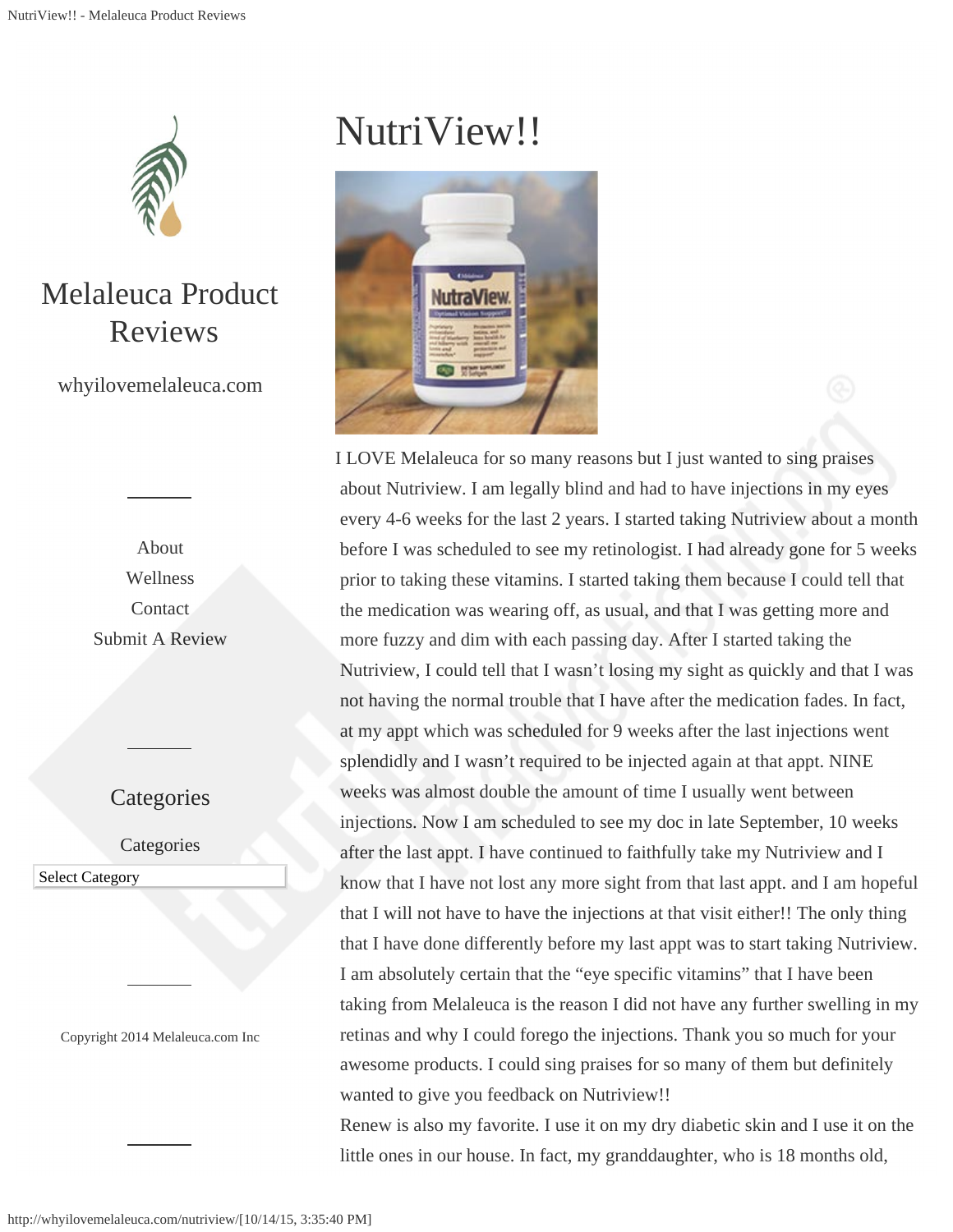# Melaleuca Product Reviews

whyilovemelaleuca.com

About
Wellness
Contact
Submit A Review

## Categories

Categories

Select Category

Copyright 2014 Melaleuca.com Inc

# NutriView!!

I LOVE Melaleuca for so many reasons but I just wanted to sing praises about Nutriview. I am legally blind and had to have injections in my eyes every 4-6 weeks for the last 2 years. I started taking Nutriview about a month before I was scheduled to see my retinologist. I had already gone for 5 weeks prior to taking these vitamins. I started taking them because I could tell that the medication was wearing off, as usual, and that I was getting more and more fuzzy and dim with each passing day. After I started taking the Nutriview, I could tell that I wasn't losing my sight as quickly and that I was not having the normal trouble that I have after the medication fades. In fact, at my appt which was scheduled for 9 weeks after the last injections went splendidly and I wasn't required to be injected again at that appt. NINE weeks was almost double the amount of time I usually went between injections. Now I am scheduled to see my doc in late September, 10 weeks after the last appt. I have continued to faithfully take my Nutriview and I know that I have not lost any more sight from that last appt. and I am hopeful that I will not have to have the injections at that visit either!! The only thing that I have done differently before my last appt was to start taking Nutriview. I am absolutely certain that the "eye specific vitamins" that I have been taking from Melaleuca is the reason I did not have any further swelling in my retinas and why I could forego the injections. Thank you so much for your awesome products. I could sing praises for so many of them but definitely wanted to give you feedback on Nutriview!!

Renew is also my favorite. I use it on my dry diabetic skin and I use it on the little ones in our house. In fact, my granddaughter, who is 18 months old,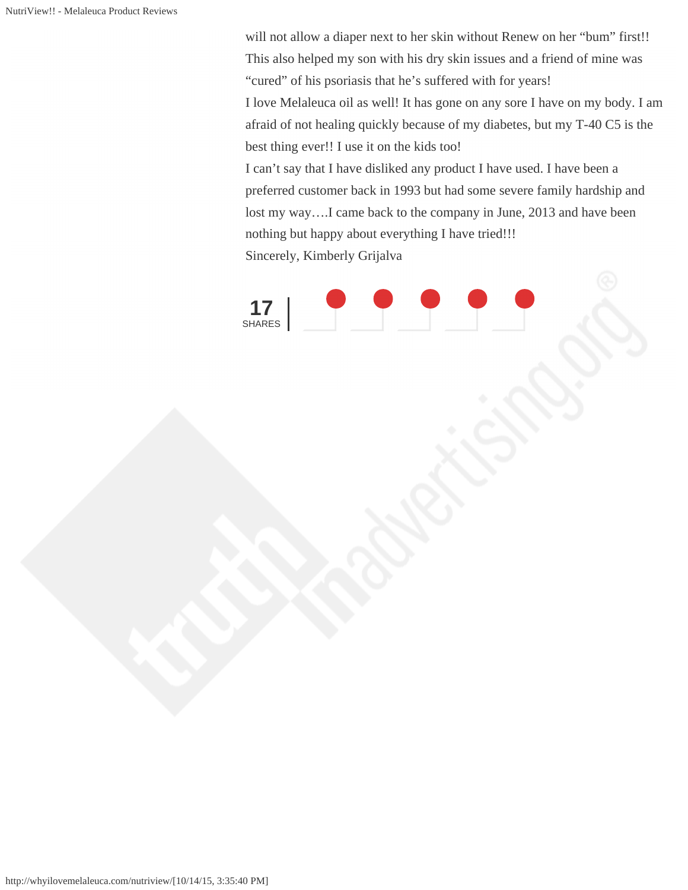will not allow a diaper next to her skin without Renew on her "bum" first!! This also helped my son with his dry skin issues and a friend of mine was "cured" of his psoriasis that he's suffered with for years!

I love Melaleuca oil as well! It has gone on any sore I have on my body. I am afraid of not healing quickly because of my diabetes, but my T-40 C5 is the best thing ever!! I use it on the kids too!

I can't say that I have disliked any product I have used. I have been a preferred customer back in 1993 but had some severe family hardship and lost my way….I came back to the company in June, 2013 and have been nothing but happy about everything I have tried!!!

Sincerely, Kimberly Grijalva

17
SHARES